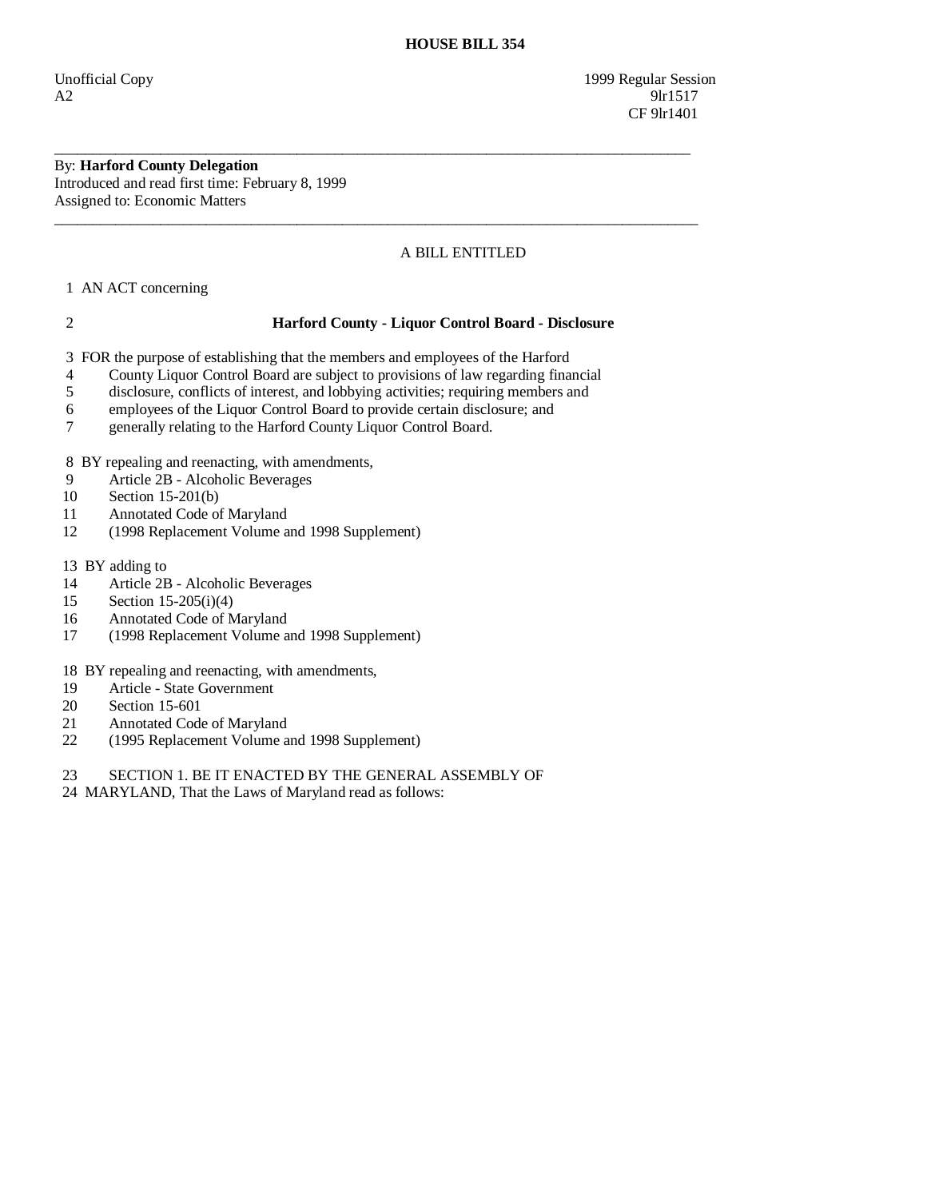# HOUSE BILL 354

Unofficial Copy 1999 Regular Session
A2 9lr1517
CF 9lr1401

---

By: **Harford County Delegation**
Introduced and read first time: February 8, 1999
Assigned to: Economic Matters

---

A BILL ENTITLED

1 AN ACT concerning

2 **Harford County - Liquor Control Board - Disclosure**

3 FOR the purpose of establishing that the members and employees of the Harford
4 County Liquor Control Board are subject to provisions of law regarding financial
5 disclosure, conflicts of interest, and lobbying activities; requiring members and
6 employees of the Liquor Control Board to provide certain disclosure; and
7 generally relating to the Harford County Liquor Control Board.

8 BY repealing and reenacting, with amendments,
9 Article 2B - Alcoholic Beverages
10 Section 15-201(b)
11 Annotated Code of Maryland
12 (1998 Replacement Volume and 1998 Supplement)

13 BY adding to
14 Article 2B - Alcoholic Beverages
15 Section 15-205(i)(4)
16 Annotated Code of Maryland
17 (1998 Replacement Volume and 1998 Supplement)

18 BY repealing and reenacting, with amendments,
19 Article - State Government
20 Section 15-601
21 Annotated Code of Maryland
22 (1995 Replacement Volume and 1998 Supplement)

23 SECTION 1. BE IT ENACTED BY THE GENERAL ASSEMBLY OF
24 MARYLAND, That the Laws of Maryland read as follows: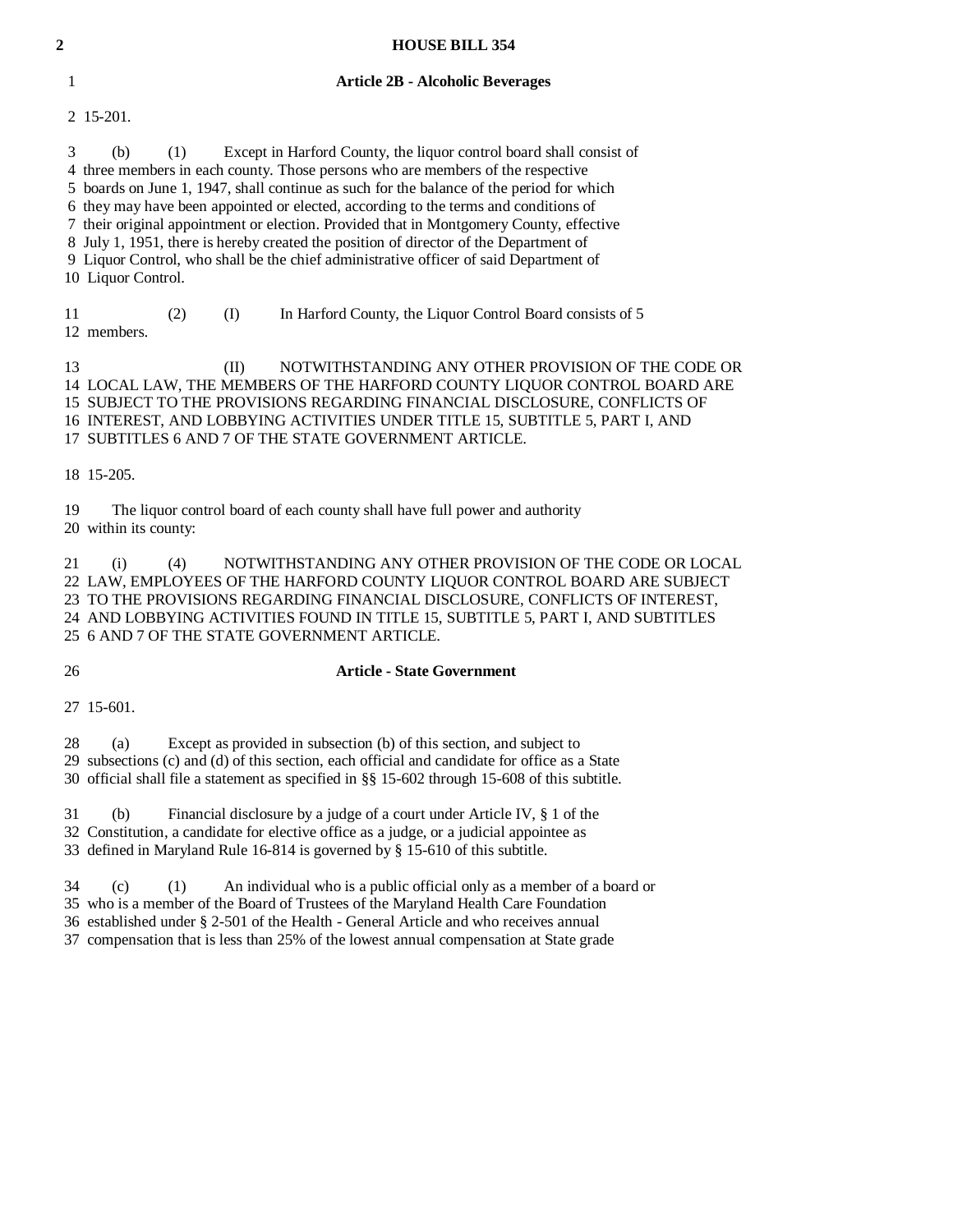**Article 2B - Alcoholic Beverages**

15-201.

(b) (1) Except in Harford County, the liquor control board shall consist of three members in each county. Those persons who are members of the respective boards on June 1, 1947, shall continue as such for the balance of the period for which they may have been appointed or elected, according to the terms and conditions of their original appointment or election. Provided that in Montgomery County, effective July 1, 1951, there is hereby created the position of director of the Department of Liquor Control, who shall be the chief administrative officer of said Department of Liquor Control.

(2) (I) In Harford County, the Liquor Control Board consists of 5 members.

(II) NOTWITHSTANDING ANY OTHER PROVISION OF THE CODE OR LOCAL LAW, THE MEMBERS OF THE HARFORD COUNTY LIQUOR CONTROL BOARD ARE SUBJECT TO THE PROVISIONS REGARDING FINANCIAL DISCLOSURE, CONFLICTS OF INTEREST, AND LOBBYING ACTIVITIES UNDER TITLE 15, SUBTITLE 5, PART I, AND SUBTITLES 6 AND 7 OF THE STATE GOVERNMENT ARTICLE.

15-205.

The liquor control board of each county shall have full power and authority within its county:

(i) (4) NOTWITHSTANDING ANY OTHER PROVISION OF THE CODE OR LOCAL LAW, EMPLOYEES OF THE HARFORD COUNTY LIQUOR CONTROL BOARD ARE SUBJECT TO THE PROVISIONS REGARDING FINANCIAL DISCLOSURE, CONFLICTS OF INTEREST, AND LOBBYING ACTIVITIES FOUND IN TITLE 15, SUBTITLE 5, PART I, AND SUBTITLES 6 AND 7 OF THE STATE GOVERNMENT ARTICLE.

**Article - State Government**

15-601.

(a) Except as provided in subsection (b) of this section, and subject to subsections (c) and (d) of this section, each official and candidate for office as a State official shall file a statement as specified in §§ 15-602 through 15-608 of this subtitle.

(b) Financial disclosure by a judge of a court under Article IV, § 1 of the Constitution, a candidate for elective office as a judge, or a judicial appointee as defined in Maryland Rule 16-814 is governed by § 15-610 of this subtitle.

(c) (1) An individual who is a public official only as a member of a board or who is a member of the Board of Trustees of the Maryland Health Care Foundation established under § 2-501 of the Health - General Article and who receives annual compensation that is less than 25% of the lowest annual compensation at State grade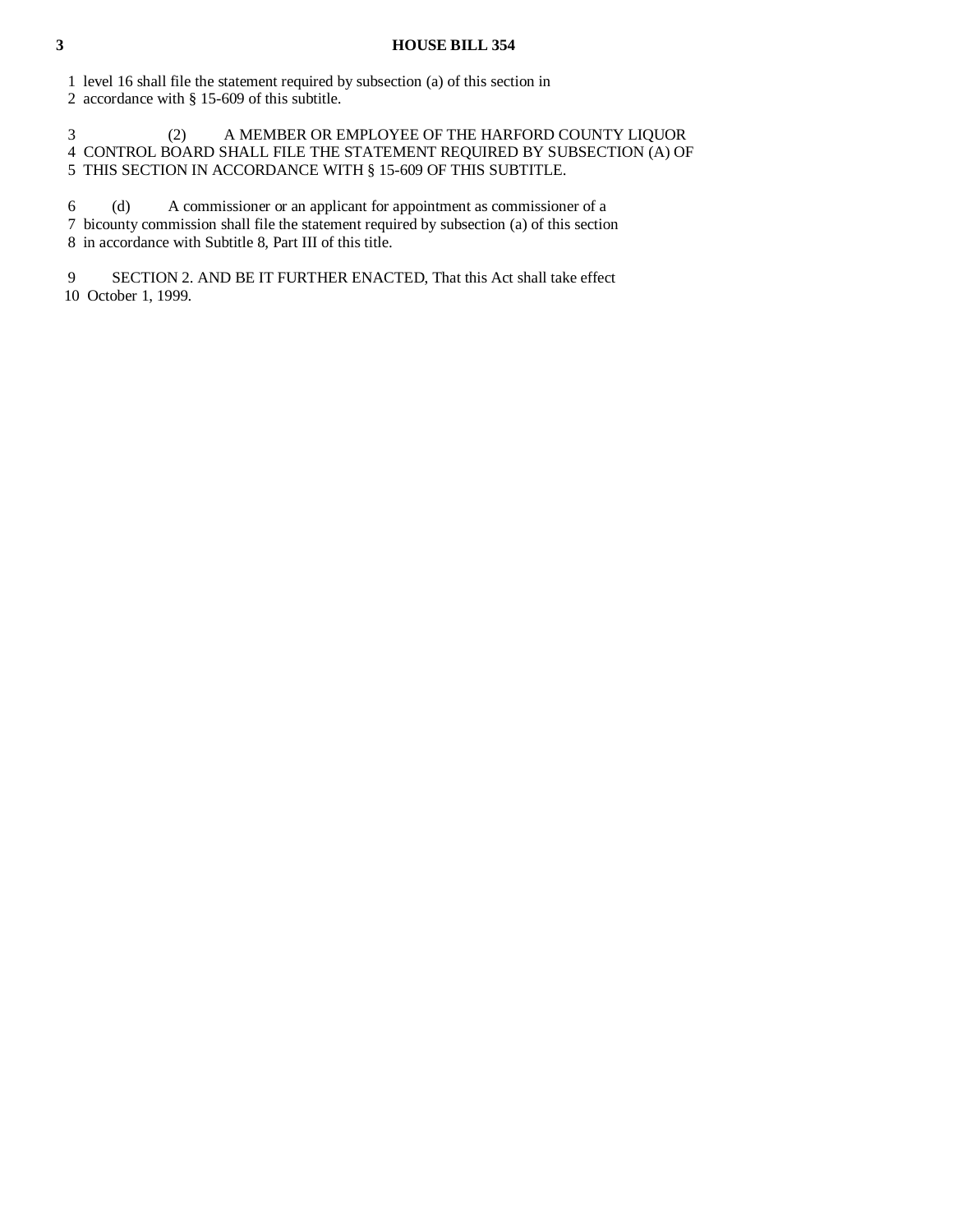level 16 shall file the statement required by subsection (a) of this section in accordance with § 15-609 of this subtitle.

(2) A MEMBER OR EMPLOYEE OF THE HARFORD COUNTY LIQUOR CONTROL BOARD SHALL FILE THE STATEMENT REQUIRED BY SUBSECTION (A) OF THIS SECTION IN ACCORDANCE WITH § 15-609 OF THIS SUBTITLE.

(d) A commissioner or an applicant for appointment as commissioner of a bicounty commission shall file the statement required by subsection (a) of this section in accordance with Subtitle 8, Part III of this title.

SECTION 2. AND BE IT FURTHER ENACTED, That this Act shall take effect October 1, 1999.